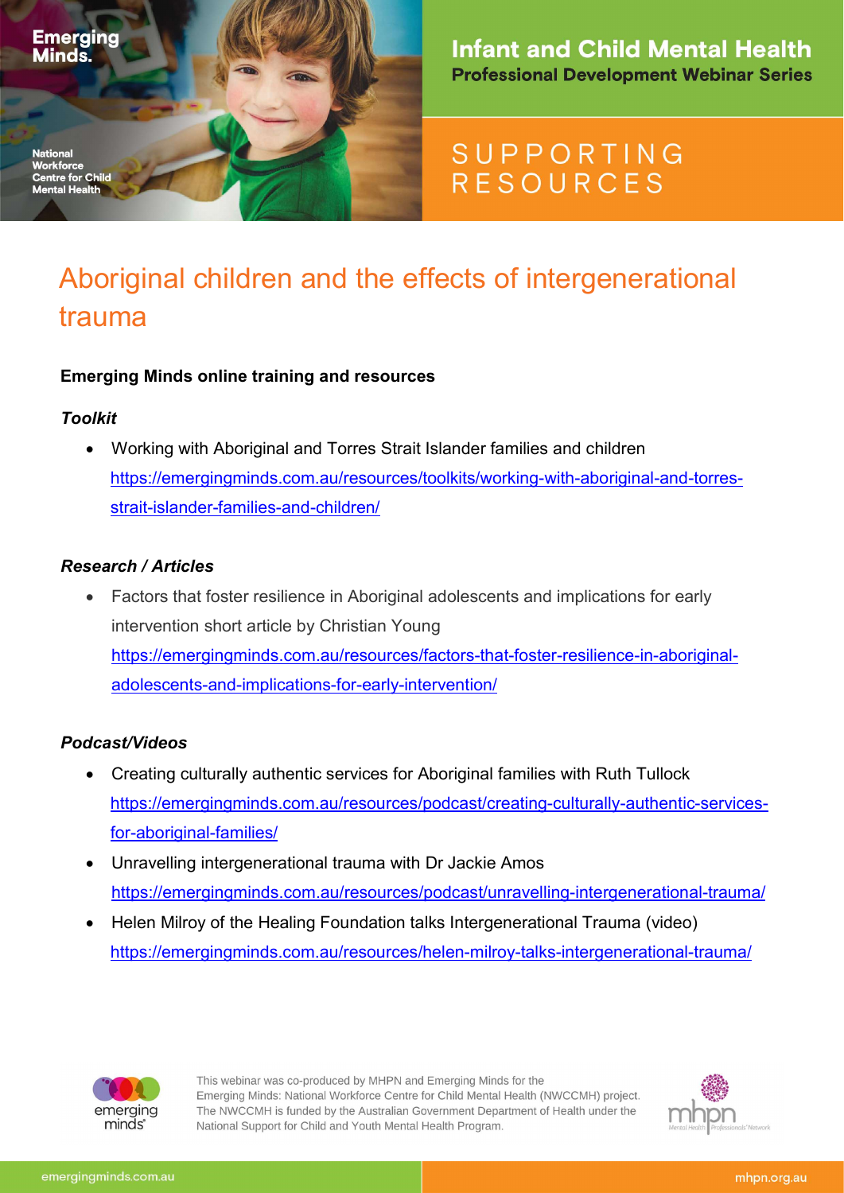Emerging Minds.

National Workforce Centre for Child Mental Health

**Infant and Child Mental Health**
**Professional Development Webinar Series**

SUPPORTING RESOURCES

# Aboriginal children and the effects of intergenerational trauma

## Emerging Minds online training and resources

### *Toolkit*

- Working with Aboriginal and Torres Strait Islander families and children
  https://emergingminds.com.au/resources/toolkits/working-with-aboriginal-and-torres-strait-islander-families-and-children/

### *Research / Articles*

- Factors that foster resilience in Aboriginal adolescents and implications for early intervention short article by Christian Young
  https://emergingminds.com.au/resources/factors-that-foster-resilience-in-aboriginal-adolescents-and-implications-for-early-intervention/

### *Podcast/Videos*

- Creating culturally authentic services for Aboriginal families with Ruth Tullock
  https://emergingminds.com.au/resources/podcast/creating-culturally-authentic-services-for-aboriginal-families/
- Unravelling intergenerational trauma with Dr Jackie Amos
  https://emergingminds.com.au/resources/podcast/unravelling-intergenerational-trauma/
- Helen Milroy of the Healing Foundation talks Intergenerational Trauma (video)
  https://emergingminds.com.au/resources/helen-milroy-talks-intergenerational-trauma/

This webinar was co-produced by MHPN and Emerging Minds for the Emerging Minds: National Workforce Centre for Child Mental Health (NWCCMH) project. The NWCCMH is funded by the Australian Government Department of Health under the National Support for Child and Youth Mental Health Program.

emergingminds.com.au

mhpn.org.au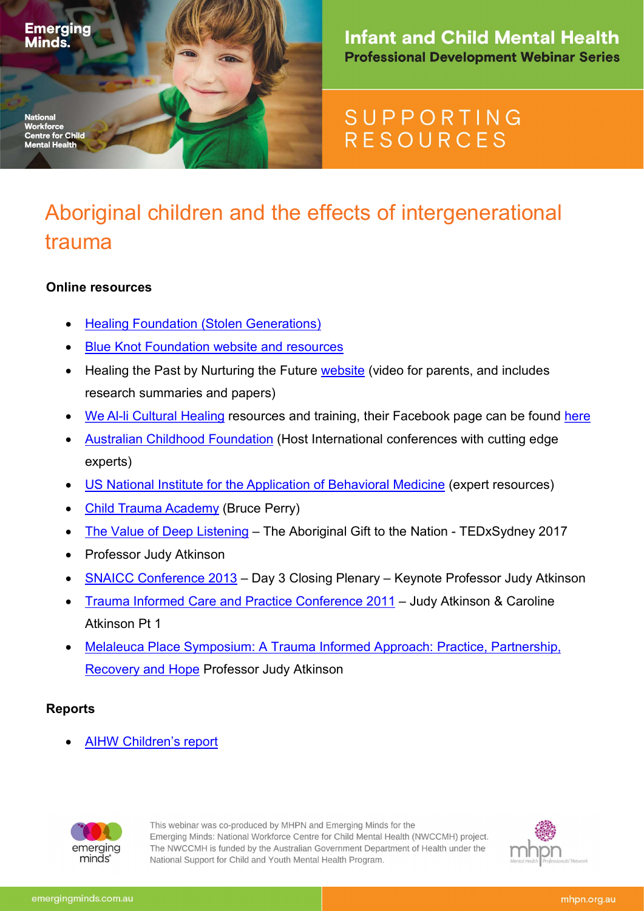Emerging Minds.

National Workforce Centre for Child Mental Health

**Infant and Child Mental Health**
**Professional Development Webinar Series**

SUPPORTING RESOURCES

# Aboriginal children and the effects of intergenerational trauma

**Online resources**

- Healing Foundation (Stolen Generations)
- Blue Knot Foundation website and resources
- Healing the Past by Nurturing the Future website (video for parents, and includes research summaries and papers)
- We Al-li Cultural Healing resources and training, their Facebook page can be found here
- Australian Childhood Foundation (Host International conferences with cutting edge experts)
- US National Institute for the Application of Behavioral Medicine (expert resources)
- Child Trauma Academy (Bruce Perry)
- The Value of Deep Listening – The Aboriginal Gift to the Nation - TEDxSydney 2017
- Professor Judy Atkinson
- SNAICC Conference 2013 – Day 3 Closing Plenary – Keynote Professor Judy Atkinson
- Trauma Informed Care and Practice Conference 2011 – Judy Atkinson & Caroline Atkinson Pt 1
- Melaleuca Place Symposium: A Trauma Informed Approach: Practice, Partnership, Recovery and Hope Professor Judy Atkinson

**Reports**

- AIHW Children's report

This webinar was co-produced by MHPN and Emerging Minds for the Emerging Minds: National Workforce Centre for Child Mental Health (NWCCMH) project. The NWCCMH is funded by the Australian Government Department of Health under the National Support for Child and Youth Mental Health Program.

emergingminds.com.au

mhpn.org.au